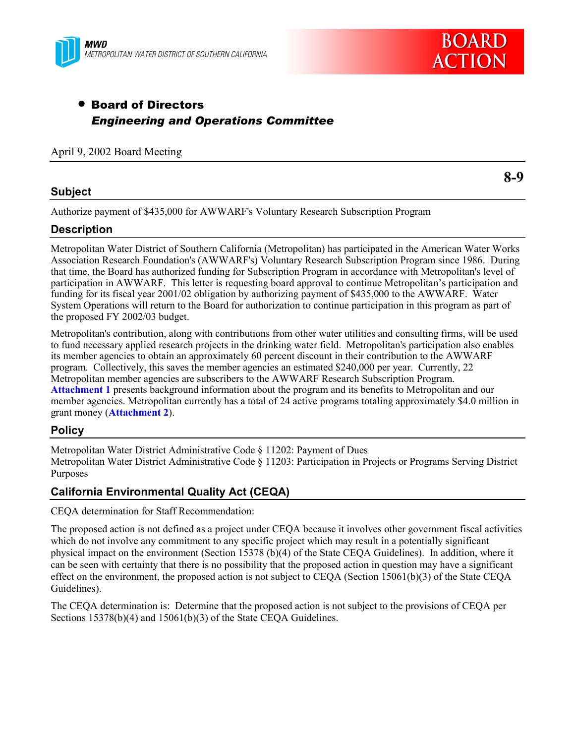MWD
METROPOLITAN WATER DISTRICT OF SOUTHERN CALIFORNIA

**BOARD ACTION**

- **Board of Directors**
  ***Engineering and Operations Committee***

April 9, 2002 Board Meeting

**8-9**

## Subject

Authorize payment of $435,000 for AWWARF's Voluntary Research Subscription Program

## Description

Metropolitan Water District of Southern California (Metropolitan) has participated in the American Water Works Association Research Foundation's (AWWARF's) Voluntary Research Subscription Program since 1986. During that time, the Board has authorized funding for Subscription Program in accordance with Metropolitan's level of participation in AWWARF. This letter is requesting board approval to continue Metropolitan's participation and funding for its fiscal year 2001/02 obligation by authorizing payment of $435,000 to the AWWARF. Water System Operations will return to the Board for authorization to continue participation in this program as part of the proposed FY 2002/03 budget.

Metropolitan's contribution, along with contributions from other water utilities and consulting firms, will be used to fund necessary applied research projects in the drinking water field. Metropolitan's participation also enables its member agencies to obtain an approximately 60 percent discount in their contribution to the AWWARF program. Collectively, this saves the member agencies an estimated $240,000 per year. Currently, 22 Metropolitan member agencies are subscribers to the AWWARF Research Subscription Program. **Attachment 1** presents background information about the program and its benefits to Metropolitan and our member agencies. Metropolitan currently has a total of 24 active programs totaling approximately $4.0 million in grant money (**Attachment 2**).

## Policy

Metropolitan Water District Administrative Code § 11202: Payment of Dues
Metropolitan Water District Administrative Code § 11203: Participation in Projects or Programs Serving District Purposes

## California Environmental Quality Act (CEQA)

CEQA determination for Staff Recommendation:

The proposed action is not defined as a project under CEQA because it involves other government fiscal activities which do not involve any commitment to any specific project which may result in a potentially significant physical impact on the environment (Section 15378 (b)(4) of the State CEQA Guidelines). In addition, where it can be seen with certainty that there is no possibility that the proposed action in question may have a significant effect on the environment, the proposed action is not subject to CEQA (Section 15061(b)(3) of the State CEQA Guidelines).

The CEQA determination is: Determine that the proposed action is not subject to the provisions of CEQA per Sections 15378(b)(4) and 15061(b)(3) of the State CEQA Guidelines.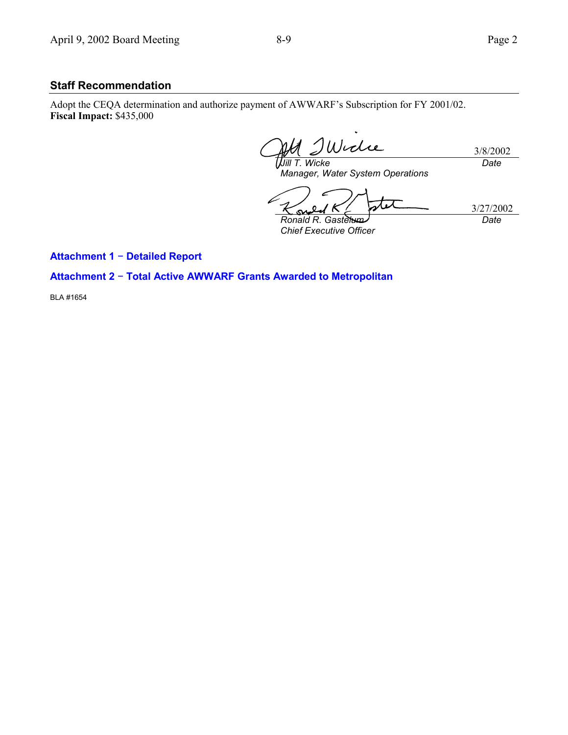## Staff Recommendation

Adopt the CEQA determination and authorize payment of AWWARF's Subscription for FY 2001/02.
**Fiscal Impact:** $435,000

| | |
|---|---|
| *Jill T. Wicke*<br>*Manager, Water System Operations* | 3/8/2002<br>*Date* |
| *Ronald R. Gastelum*<br>*Chief Executive Officer* | 3/27/2002<br>*Date* |

**Attachment 1 − Detailed Report**

**Attachment 2 − Total Active AWWARF Grants Awarded to Metropolitan**

BLA #1654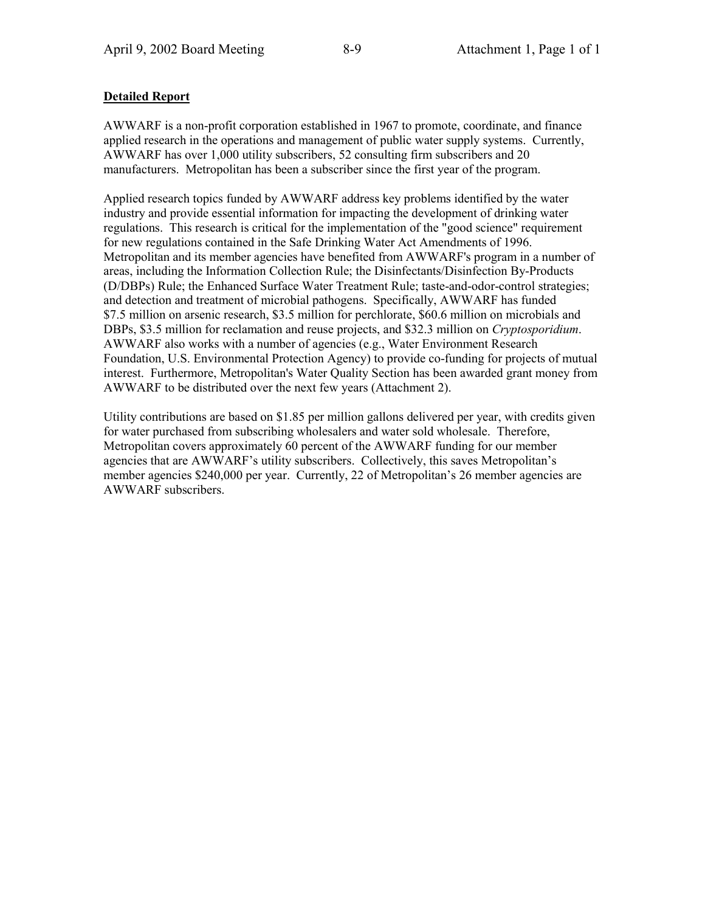**Detailed Report**

AWWARF is a non-profit corporation established in 1967 to promote, coordinate, and finance applied research in the operations and management of public water supply systems. Currently, AWWARF has over 1,000 utility subscribers, 52 consulting firm subscribers and 20 manufacturers. Metropolitan has been a subscriber since the first year of the program.

Applied research topics funded by AWWARF address key problems identified by the water industry and provide essential information for impacting the development of drinking water regulations. This research is critical for the implementation of the "good science" requirement for new regulations contained in the Safe Drinking Water Act Amendments of 1996. Metropolitan and its member agencies have benefited from AWWARF's program in a number of areas, including the Information Collection Rule; the Disinfectants/Disinfection By-Products (D/DBPs) Rule; the Enhanced Surface Water Treatment Rule; taste-and-odor-control strategies; and detection and treatment of microbial pathogens. Specifically, AWWARF has funded $7.5 million on arsenic research, $3.5 million for perchlorate, $60.6 million on microbials and DBPs, $3.5 million for reclamation and reuse projects, and $32.3 million on *Cryptosporidium*. AWWARF also works with a number of agencies (e.g., Water Environment Research Foundation, U.S. Environmental Protection Agency) to provide co-funding for projects of mutual interest. Furthermore, Metropolitan's Water Quality Section has been awarded grant money from AWWARF to be distributed over the next few years (Attachment 2).

Utility contributions are based on $1.85 per million gallons delivered per year, with credits given for water purchased from subscribing wholesalers and water sold wholesale. Therefore, Metropolitan covers approximately 60 percent of the AWWARF funding for our member agencies that are AWWARF's utility subscribers. Collectively, this saves Metropolitan's member agencies $240,000 per year. Currently, 22 of Metropolitan's 26 member agencies are AWWARF subscribers.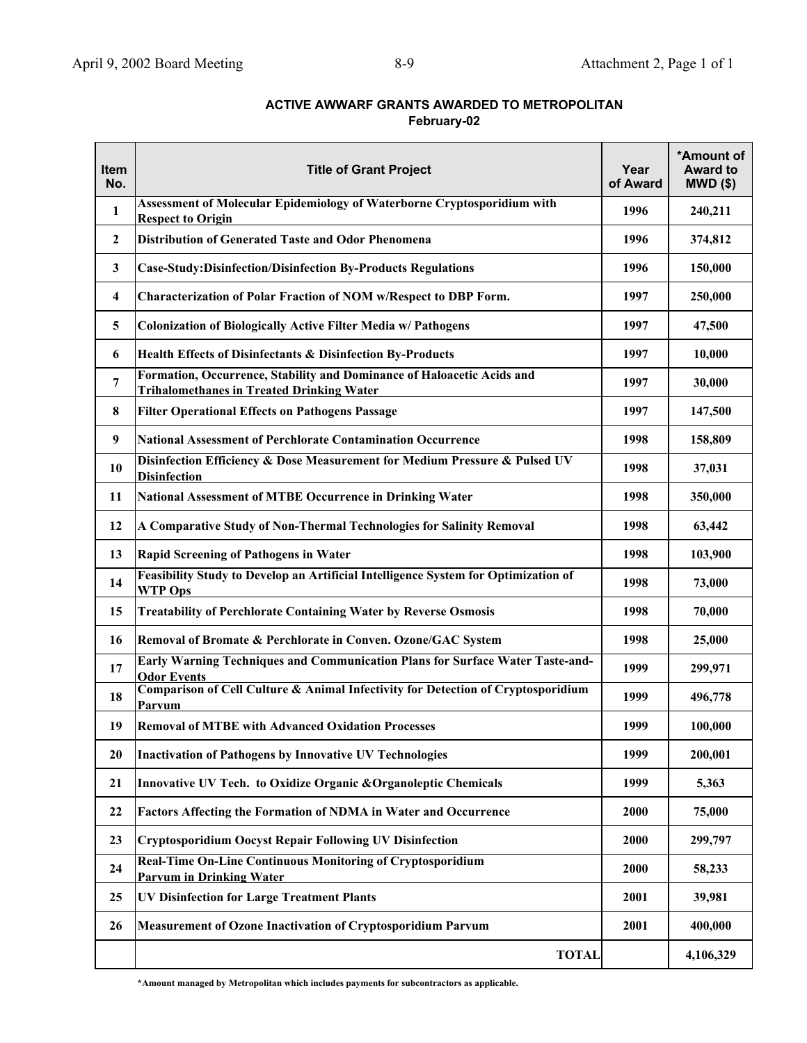**ACTIVE AWWARF GRANTS AWARDED TO METROPOLITAN**
**February-02**

| Item No. | Title of Grant Project | Year of Award | *Amount of Award to MWD ($) |
|---|---|---|---|
| 1 | Assessment of Molecular Epidemiology of Waterborne Cryptosporidium with Respect to Origin | 1996 | 240,211 |
| 2 | Distribution of Generated Taste and Odor Phenomena | 1996 | 374,812 |
| 3 | Case-Study:Disinfection/Disinfection By-Products Regulations | 1996 | 150,000 |
| 4 | Characterization of Polar Fraction of NOM w/Respect to DBP Form. | 1997 | 250,000 |
| 5 | Colonization of Biologically Active Filter Media w/ Pathogens | 1997 | 47,500 |
| 6 | Health Effects of Disinfectants & Disinfection By-Products | 1997 | 10,000 |
| 7 | Formation, Occurrence, Stability and Dominance of Haloacetic Acids and Trihalomethanes in Treated Drinking Water | 1997 | 30,000 |
| 8 | Filter Operational Effects on Pathogens Passage | 1997 | 147,500 |
| 9 | National Assessment of Perchlorate Contamination Occurrence | 1998 | 158,809 |
| 10 | Disinfection Efficiency & Dose Measurement for Medium Pressure & Pulsed UV Disinfection | 1998 | 37,031 |
| 11 | National Assessment of MTBE Occurrence in Drinking Water | 1998 | 350,000 |
| 12 | A Comparative Study of Non-Thermal Technologies for Salinity Removal | 1998 | 63,442 |
| 13 | Rapid Screening of Pathogens in Water | 1998 | 103,900 |
| 14 | Feasibility Study to Develop an Artificial Intelligence System for Optimization of WTP Ops | 1998 | 73,000 |
| 15 | Treatability of Perchlorate Containing Water by Reverse Osmosis | 1998 | 70,000 |
| 16 | Removal of Bromate & Perchlorate in Conven. Ozone/GAC System | 1998 | 25,000 |
| 17 | Early Warning Techniques and Communication Plans for Surface Water Taste-and-Odor Events | 1999 | 299,971 |
| 18 | Comparison of Cell Culture & Animal Infectivity for Detection of Cryptosporidium Parvum | 1999 | 496,778 |
| 19 | Removal of MTBE with Advanced Oxidation Processes | 1999 | 100,000 |
| 20 | Inactivation of Pathogens by Innovative UV Technologies | 1999 | 200,001 |
| 21 | Innovative UV Tech. to Oxidize Organic &Organoleptic Chemicals | 1999 | 5,363 |
| 22 | Factors Affecting the Formation of NDMA in Water and Occurrence | 2000 | 75,000 |
| 23 | Cryptosporidium Oocyst Repair Following UV Disinfection | 2000 | 299,797 |
| 24 | Real-Time On-Line Continuous Monitoring of Cryptosporidium Parvum in Drinking Water | 2000 | 58,233 |
| 25 | UV Disinfection for Large Treatment Plants | 2001 | 39,981 |
| 26 | Measurement of Ozone Inactivation of Cryptosporidium Parvum | 2001 | 400,000 |
| | **TOTAL** | | 4,106,329 |

*Amount managed by Metropolitan which includes payments for subcontractors as applicable.